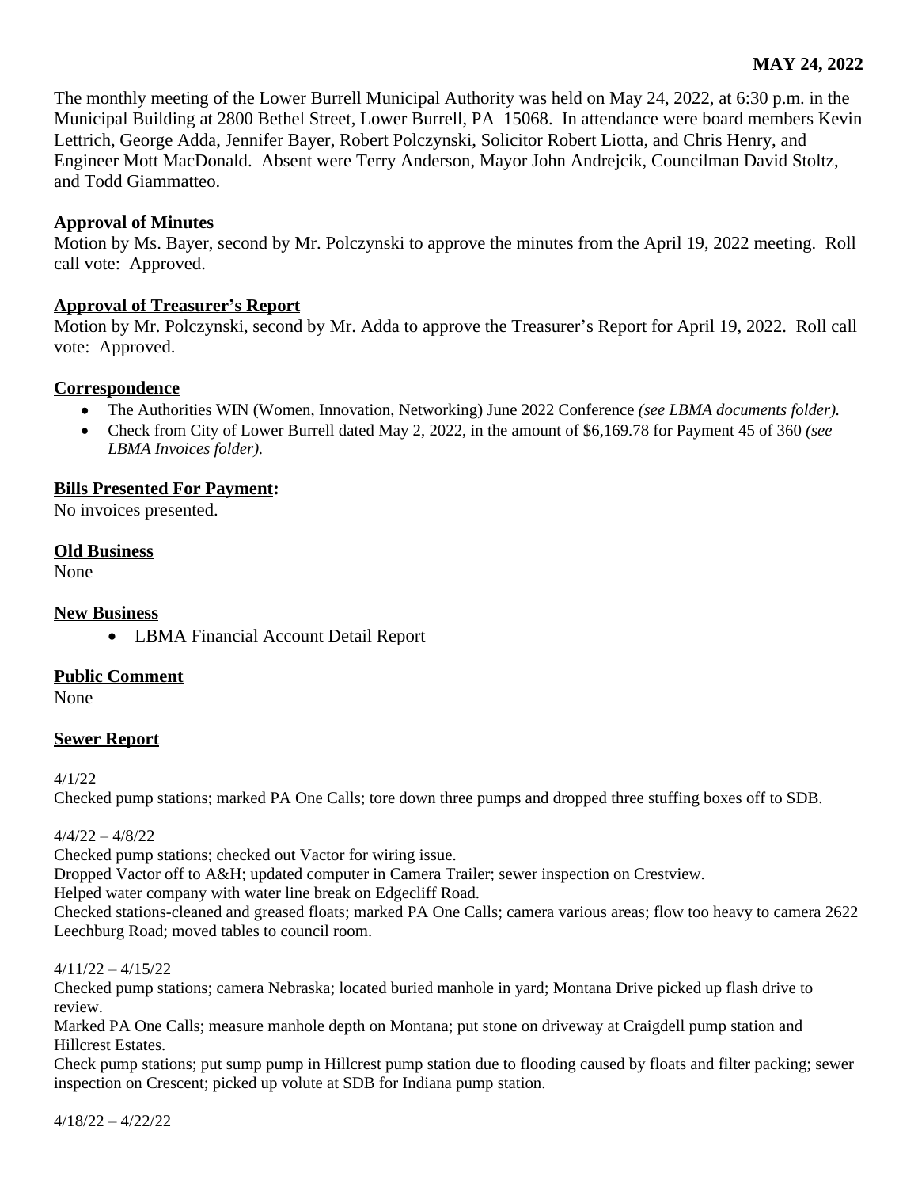**MAY 24, 2022**

The monthly meeting of the Lower Burrell Municipal Authority was held on May 24, 2022, at 6:30 p.m. in the Municipal Building at 2800 Bethel Street, Lower Burrell, PA 15068. In attendance were board members Kevin Lettrich, George Adda, Jennifer Bayer, Robert Polczynski, Solicitor Robert Liotta, and Chris Henry, and Engineer Mott MacDonald. Absent were Terry Anderson, Mayor John Andrejcik, Councilman David Stoltz, and Todd Giammatteo.

**Approval of Minutes**
Motion by Ms. Bayer, second by Mr. Polczynski to approve the minutes from the April 19, 2022 meeting. Roll call vote: Approved.

**Approval of Treasurer's Report**
Motion by Mr. Polczynski, second by Mr. Adda to approve the Treasurer's Report for April 19, 2022. Roll call vote: Approved.

**Correspondence**

- The Authorities WIN (Women, Innovation, Networking) June 2022 Conference *(see LBMA documents folder).*
- Check from City of Lower Burrell dated May 2, 2022, in the amount of $6,169.78 for Payment 45 of 360 *(see LBMA Invoices folder).*

**Bills Presented For Payment:**
No invoices presented.

**Old Business**
None

**New Business**

- LBMA Financial Account Detail Report

**Public Comment**
None

**Sewer Report**

4/1/22
Checked pump stations; marked PA One Calls; tore down three pumps and dropped three stuffing boxes off to SDB.

4/4/22 – 4/8/22
Checked pump stations; checked out Vactor for wiring issue.
Dropped Vactor off to A&H; updated computer in Camera Trailer; sewer inspection on Crestview.
Helped water company with water line break on Edgecliff Road.
Checked stations-cleaned and greased floats; marked PA One Calls; camera various areas; flow too heavy to camera 2622 Leechburg Road; moved tables to council room.

4/11/22 – 4/15/22
Checked pump stations; camera Nebraska; located buried manhole in yard; Montana Drive picked up flash drive to review.
Marked PA One Calls; measure manhole depth on Montana; put stone on driveway at Craigdell pump station and Hillcrest Estates.
Check pump stations; put sump pump in Hillcrest pump station due to flooding caused by floats and filter packing; sewer inspection on Crescent; picked up volute at SDB for Indiana pump station.

4/18/22 – 4/22/22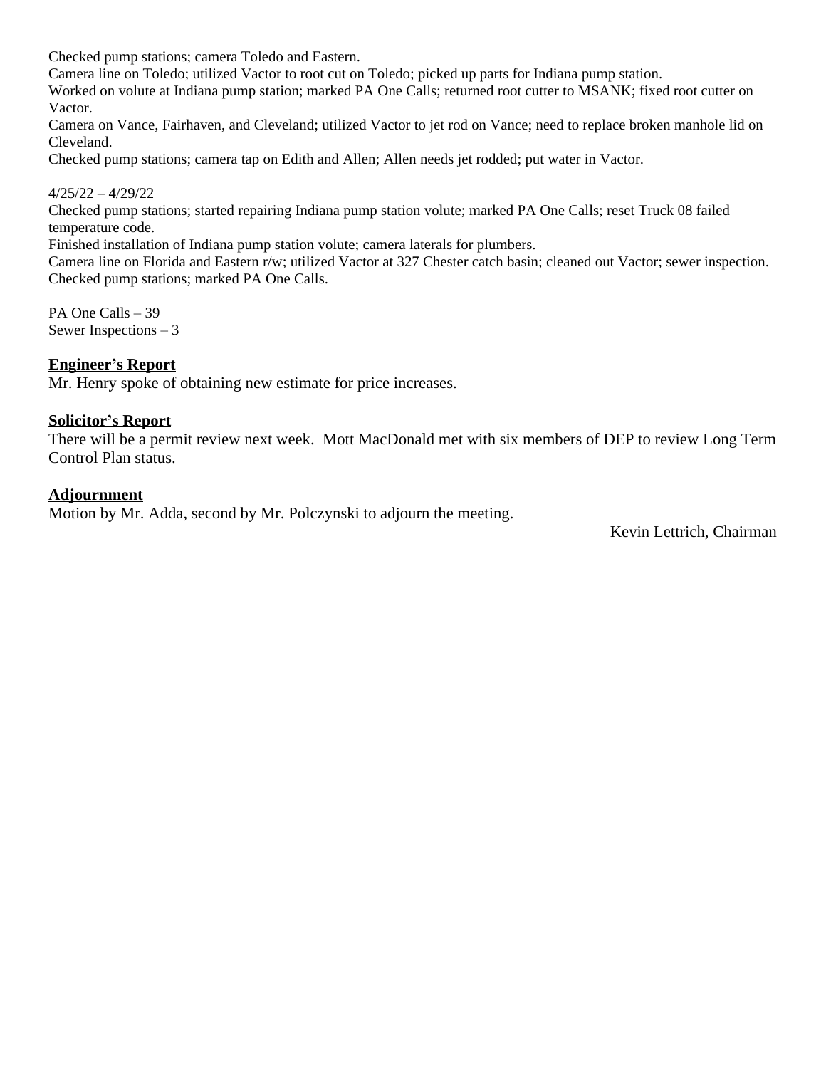Checked pump stations; camera Toledo and Eastern.
Camera line on Toledo; utilized Vactor to root cut on Toledo; picked up parts for Indiana pump station.
Worked on volute at Indiana pump station; marked PA One Calls; returned root cutter to MSANK; fixed root cutter on Vactor.
Camera on Vance, Fairhaven, and Cleveland; utilized Vactor to jet rod on Vance; need to replace broken manhole lid on Cleveland.
Checked pump stations; camera tap on Edith and Allen; Allen needs jet rodded; put water in Vactor.

4/25/22 – 4/29/22
Checked pump stations; started repairing Indiana pump station volute; marked PA One Calls; reset Truck 08 failed temperature code.
Finished installation of Indiana pump station volute; camera laterals for plumbers.
Camera line on Florida and Eastern r/w; utilized Vactor at 327 Chester catch basin; cleaned out Vactor; sewer inspection.
Checked pump stations; marked PA One Calls.

PA One Calls – 39
Sewer Inspections – 3

**Engineer's Report**
Mr. Henry spoke of obtaining new estimate for price increases.

**Solicitor's Report**
There will be a permit review next week. Mott MacDonald met with six members of DEP to review Long Term Control Plan status.

**Adjournment**
Motion by Mr. Adda, second by Mr. Polczynski to adjourn the meeting.

Kevin Lettrich, Chairman